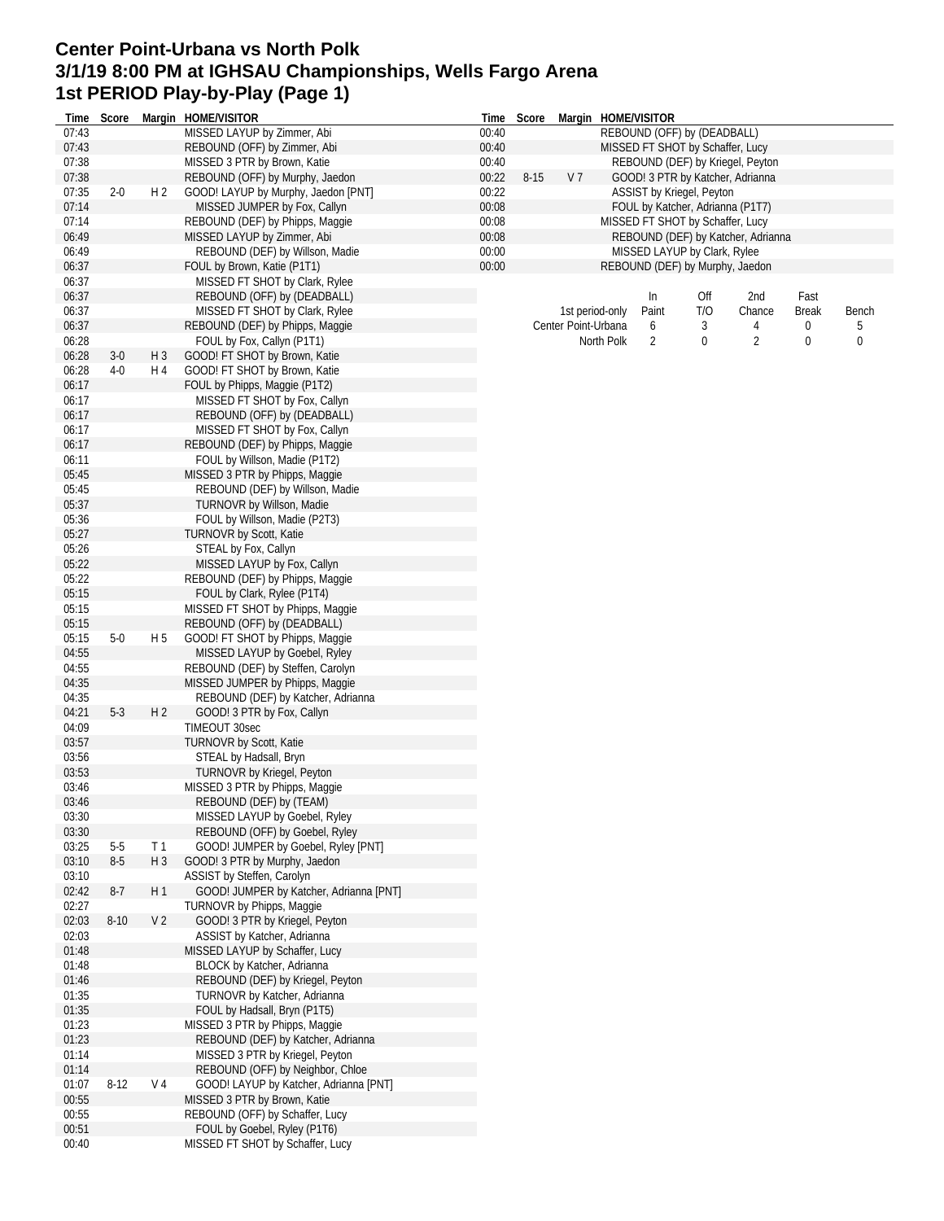# Center Point-Urbana vs North Polk
# 3/1/19 8:00 PM at IGHSAU Championships, Wells Fargo Arena
# 1st PERIOD Play-by-Play (Page 1)

| Time | Score | Margin | HOME/VISITOR |
|---|---|---|---|
| 07:43 | | | MISSED LAYUP by Zimmer, Abi |
| 07:43 | | | REBOUND (OFF) by Zimmer, Abi |
| 07:38 | | | MISSED 3 PTR by Brown, Katie |
| 07:38 | | | REBOUND (OFF) by Murphy, Jaedon |
| 07:35 | 2-0 | H 2 | GOOD! LAYUP by Murphy, Jaedon [PNT] |
| 07:14 | | | MISSED JUMPER by Fox, Callyn |
| 07:14 | | | REBOUND (DEF) by Phipps, Maggie |
| 06:49 | | | MISSED LAYUP by Zimmer, Abi |
| 06:49 | | | REBOUND (DEF) by Willson, Madie |
| 06:37 | | | FOUL by Brown, Katie (P1T1) |
| 06:37 | | | MISSED FT SHOT by Clark, Rylee |
| 06:37 | | | REBOUND (OFF) by (DEADBALL) |
| 06:37 | | | MISSED FT SHOT by Clark, Rylee |
| 06:37 | | | REBOUND (DEF) by Phipps, Maggie |
| 06:28 | | | FOUL by Fox, Callyn (P1T1) |
| 06:28 | 3-0 | H 3 | GOOD! FT SHOT by Brown, Katie |
| 06:28 | 4-0 | H 4 | GOOD! FT SHOT by Brown, Katie |
| 06:17 | | | FOUL by Phipps, Maggie (P1T2) |
| 06:17 | | | MISSED FT SHOT by Fox, Callyn |
| 06:17 | | | REBOUND (OFF) by (DEADBALL) |
| 06:17 | | | MISSED FT SHOT by Fox, Callyn |
| 06:17 | | | REBOUND (DEF) by Phipps, Maggie |
| 06:11 | | | FOUL by Willson, Madie (P1T2) |
| 05:45 | | | MISSED 3 PTR by Phipps, Maggie |
| 05:45 | | | REBOUND (DEF) by Willson, Madie |
| 05:37 | | | TURNOVR by Willson, Madie |
| 05:36 | | | FOUL by Willson, Madie (P2T3) |
| 05:27 | | | TURNOVR by Scott, Katie |
| 05:26 | | | STEAL by Fox, Callyn |
| 05:22 | | | MISSED LAYUP by Fox, Callyn |
| 05:22 | | | REBOUND (DEF) by Phipps, Maggie |
| 05:15 | | | FOUL by Clark, Rylee (P1T4) |
| 05:15 | | | MISSED FT SHOT by Phipps, Maggie |
| 05:15 | | | REBOUND (OFF) by (DEADBALL) |
| 05:15 | 5-0 | H 5 | GOOD! FT SHOT by Phipps, Maggie |
| 04:55 | | | MISSED LAYUP by Goebel, Ryley |
| 04:55 | | | REBOUND (DEF) by Steffen, Carolyn |
| 04:35 | | | MISSED JUMPER by Phipps, Maggie |
| 04:35 | | | REBOUND (DEF) by Katcher, Adrianna |
| 04:21 | 5-3 | H 2 | GOOD! 3 PTR by Fox, Callyn |
| 04:09 | | | TIMEOUT 30sec |
| 03:57 | | | TURNOVR by Scott, Katie |
| 03:56 | | | STEAL by Hadsall, Bryn |
| 03:53 | | | TURNOVR by Kriegel, Peyton |
| 03:46 | | | MISSED 3 PTR by Phipps, Maggie |
| 03:46 | | | REBOUND (DEF) by (TEAM) |
| 03:30 | | | MISSED LAYUP by Goebel, Ryley |
| 03:30 | | | REBOUND (OFF) by Goebel, Ryley |
| 03:25 | 5-5 | T 1 | GOOD! JUMPER by Goebel, Ryley [PNT] |
| 03:10 | 8-5 | H 3 | GOOD! 3 PTR by Murphy, Jaedon |
| 03:10 | | | ASSIST by Steffen, Carolyn |
| 02:42 | 8-7 | H 1 | GOOD! JUMPER by Katcher, Adrianna [PNT] |
| 02:27 | | | TURNOVR by Phipps, Maggie |
| 02:03 | 8-10 | V 2 | GOOD! 3 PTR by Kriegel, Peyton |
| 02:03 | | | ASSIST by Katcher, Adrianna |
| 01:48 | | | MISSED LAYUP by Schaffer, Lucy |
| 01:48 | | | BLOCK by Katcher, Adrianna |
| 01:46 | | | REBOUND (DEF) by Kriegel, Peyton |
| 01:35 | | | TURNOVR by Katcher, Adrianna |
| 01:35 | | | FOUL by Hadsall, Bryn (P1T5) |
| 01:23 | | | MISSED 3 PTR by Phipps, Maggie |
| 01:23 | | | REBOUND (DEF) by Katcher, Adrianna |
| 01:14 | | | MISSED 3 PTR by Kriegel, Peyton |
| 01:14 | | | REBOUND (OFF) by Neighbor, Chloe |
| 01:07 | 8-12 | V 4 | GOOD! LAYUP by Katcher, Adrianna [PNT] |
| 00:55 | | | MISSED 3 PTR by Brown, Katie |
| 00:55 | | | REBOUND (OFF) by Schaffer, Lucy |
| 00:51 | | | FOUL by Goebel, Ryley (P1T6) |
| 00:40 | | | MISSED FT SHOT by Schaffer, Lucy |
| 00:40 | | | REBOUND (OFF) by (DEADBALL) |
| 00:40 | | | MISSED FT SHOT by Schaffer, Lucy |
| 00:40 | | | REBOUND (DEF) by Kriegel, Peyton |
| 00:22 | 8-15 | V 7 | GOOD! 3 PTR by Katcher, Adrianna |
| 00:22 | | | ASSIST by Kriegel, Peyton |
| 00:08 | | | FOUL by Katcher, Adrianna (P1T7) |
| 00:08 | | | MISSED FT SHOT by Schaffer, Lucy |
| 00:08 | | | REBOUND (DEF) by Katcher, Adrianna |
| 00:00 | | | MISSED LAYUP by Clark, Rylee |
| 00:00 | | | REBOUND (DEF) by Murphy, Jaedon |

| 1st period-only | In Paint | Off T/O | 2nd Chance | Fast Break | Bench |
|---|---|---|---|---|---|
| Center Point-Urbana | 6 | 3 | 4 | 0 | 5 |
| North Polk | 2 | 0 | 2 | 0 | 0 |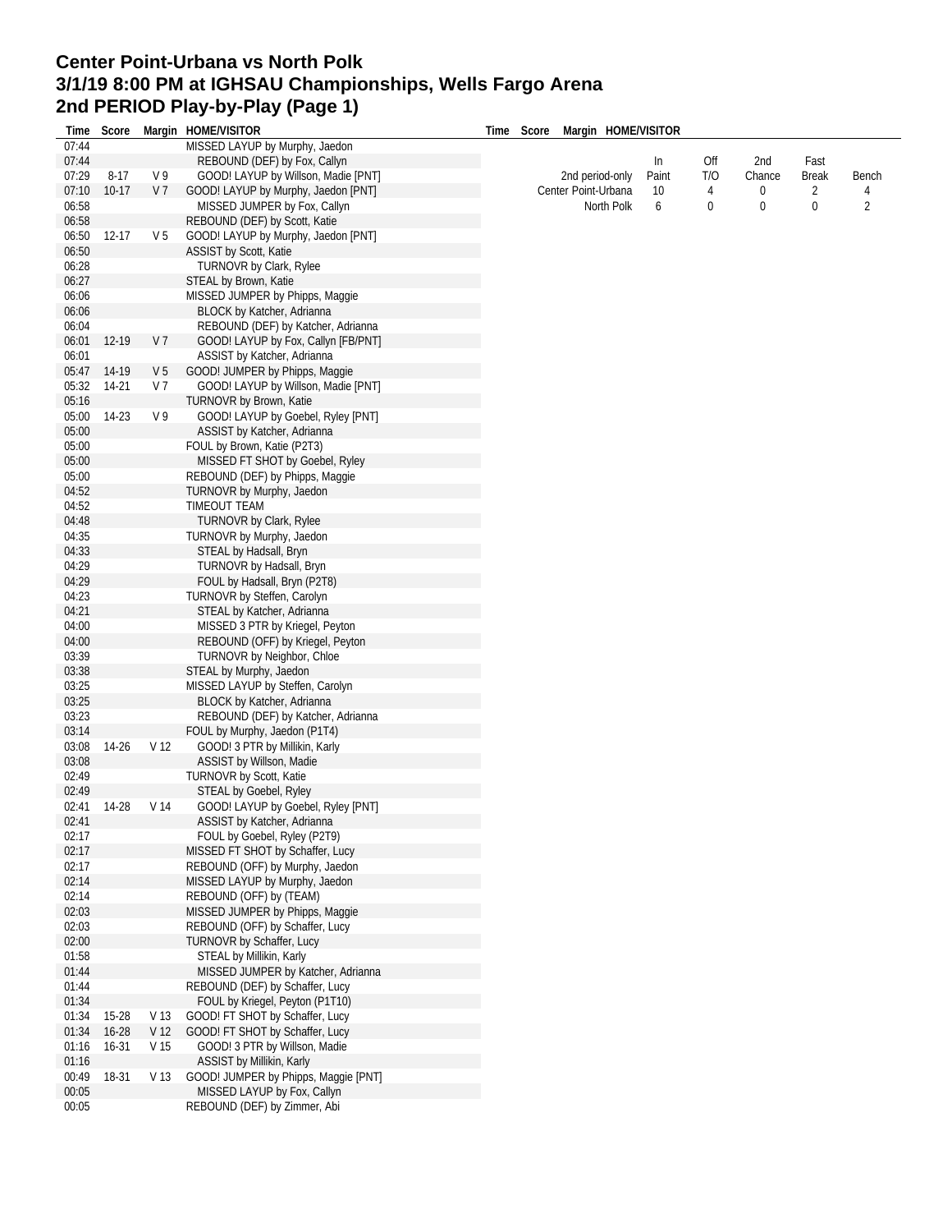# Center Point-Urbana vs North Polk
# 3/1/19 8:00 PM at IGHSAU Championships, Wells Fargo Arena
# 2nd PERIOD Play-by-Play (Page 1)

| Time | Score | Margin | HOME/VISITOR |
|---|---|---|---|
| 07:44 | | | MISSED LAYUP by Murphy, Jaedon |
| 07:44 | | | REBOUND (DEF) by Fox, Callyn |
| 07:29 | 8-17 | V 9 | GOOD! LAYUP by Willson, Madie [PNT] |
| 07:10 | 10-17 | V 7 | GOOD! LAYUP by Murphy, Jaedon [PNT] |
| 06:58 | | | MISSED JUMPER by Fox, Callyn |
| 06:58 | | | REBOUND (DEF) by Scott, Katie |
| 06:50 | 12-17 | V 5 | GOOD! LAYUP by Murphy, Jaedon [PNT] |
| 06:50 | | | ASSIST by Scott, Katie |
| 06:28 | | | TURNOVR by Clark, Rylee |
| 06:27 | | | STEAL by Brown, Katie |
| 06:06 | | | MISSED JUMPER by Phipps, Maggie |
| 06:06 | | | BLOCK by Katcher, Adrianna |
| 06:04 | | | REBOUND (DEF) by Katcher, Adrianna |
| 06:01 | 12-19 | V 7 | GOOD! LAYUP by Fox, Callyn [FB/PNT] |
| 06:01 | | | ASSIST by Katcher, Adrianna |
| 05:47 | 14-19 | V 5 | GOOD! JUMPER by Phipps, Maggie |
| 05:32 | 14-21 | V 7 | GOOD! LAYUP by Willson, Madie [PNT] |
| 05:16 | | | TURNOVR by Brown, Katie |
| 05:00 | 14-23 | V 9 | GOOD! LAYUP by Goebel, Ryley [PNT] |
| 05:00 | | | ASSIST by Katcher, Adrianna |
| 05:00 | | | FOUL by Brown, Katie (P2T3) |
| 05:00 | | | MISSED FT SHOT by Goebel, Ryley |
| 05:00 | | | REBOUND (DEF) by Phipps, Maggie |
| 04:52 | | | TURNOVR by Murphy, Jaedon |
| 04:52 | | | TIMEOUT TEAM |
| 04:48 | | | TURNOVR by Clark, Rylee |
| 04:35 | | | TURNOVR by Murphy, Jaedon |
| 04:33 | | | STEAL by Hadsall, Bryn |
| 04:29 | | | TURNOVR by Hadsall, Bryn |
| 04:29 | | | FOUL by Hadsall, Bryn (P2T8) |
| 04:23 | | | TURNOVR by Steffen, Carolyn |
| 04:21 | | | STEAL by Katcher, Adrianna |
| 04:00 | | | MISSED 3 PTR by Kriegel, Peyton |
| 04:00 | | | REBOUND (OFF) by Kriegel, Peyton |
| 03:39 | | | TURNOVR by Neighbor, Chloe |
| 03:38 | | | STEAL by Murphy, Jaedon |
| 03:25 | | | MISSED LAYUP by Steffen, Carolyn |
| 03:25 | | | BLOCK by Katcher, Adrianna |
| 03:23 | | | REBOUND (DEF) by Katcher, Adrianna |
| 03:14 | | | FOUL by Murphy, Jaedon (P1T4) |
| 03:08 | 14-26 | V 12 | GOOD! 3 PTR by Millikin, Karly |
| 03:08 | | | ASSIST by Willson, Madie |
| 02:49 | | | TURNOVR by Scott, Katie |
| 02:49 | | | STEAL by Goebel, Ryley |
| 02:41 | 14-28 | V 14 | GOOD! LAYUP by Goebel, Ryley [PNT] |
| 02:41 | | | ASSIST by Katcher, Adrianna |
| 02:17 | | | FOUL by Goebel, Ryley (P2T9) |
| 02:17 | | | MISSED FT SHOT by Schaffer, Lucy |
| 02:17 | | | REBOUND (OFF) by Murphy, Jaedon |
| 02:14 | | | MISSED LAYUP by Murphy, Jaedon |
| 02:14 | | | REBOUND (OFF) by (TEAM) |
| 02:03 | | | MISSED JUMPER by Phipps, Maggie |
| 02:03 | | | REBOUND (OFF) by Schaffer, Lucy |
| 02:00 | | | TURNOVR by Schaffer, Lucy |
| 01:58 | | | STEAL by Millikin, Karly |
| 01:44 | | | MISSED JUMPER by Katcher, Adrianna |
| 01:44 | | | REBOUND (DEF) by Schaffer, Lucy |
| 01:34 | | | FOUL by Kriegel, Peyton (P1T10) |
| 01:34 | 15-28 | V 13 | GOOD! FT SHOT by Schaffer, Lucy |
| 01:34 | 16-28 | V 12 | GOOD! FT SHOT by Schaffer, Lucy |
| 01:16 | 16-31 | V 15 | GOOD! 3 PTR by Willson, Madie |
| 01:16 | | | ASSIST by Millikin, Karly |
| 00:49 | 18-31 | V 13 | GOOD! JUMPER by Phipps, Maggie [PNT] |
| 00:05 | | | MISSED LAYUP by Fox, Callyn |
| 00:05 | | | REBOUND (DEF) by Zimmer, Abi |

| 2nd period-only | In Paint | Off T/O | 2nd Chance | Fast Break | Bench |
|---|---|---|---|---|---|
| Center Point-Urbana | 10 | 4 | 0 | 2 | 4 |
| North Polk | 6 | 0 | 0 | 0 | 2 |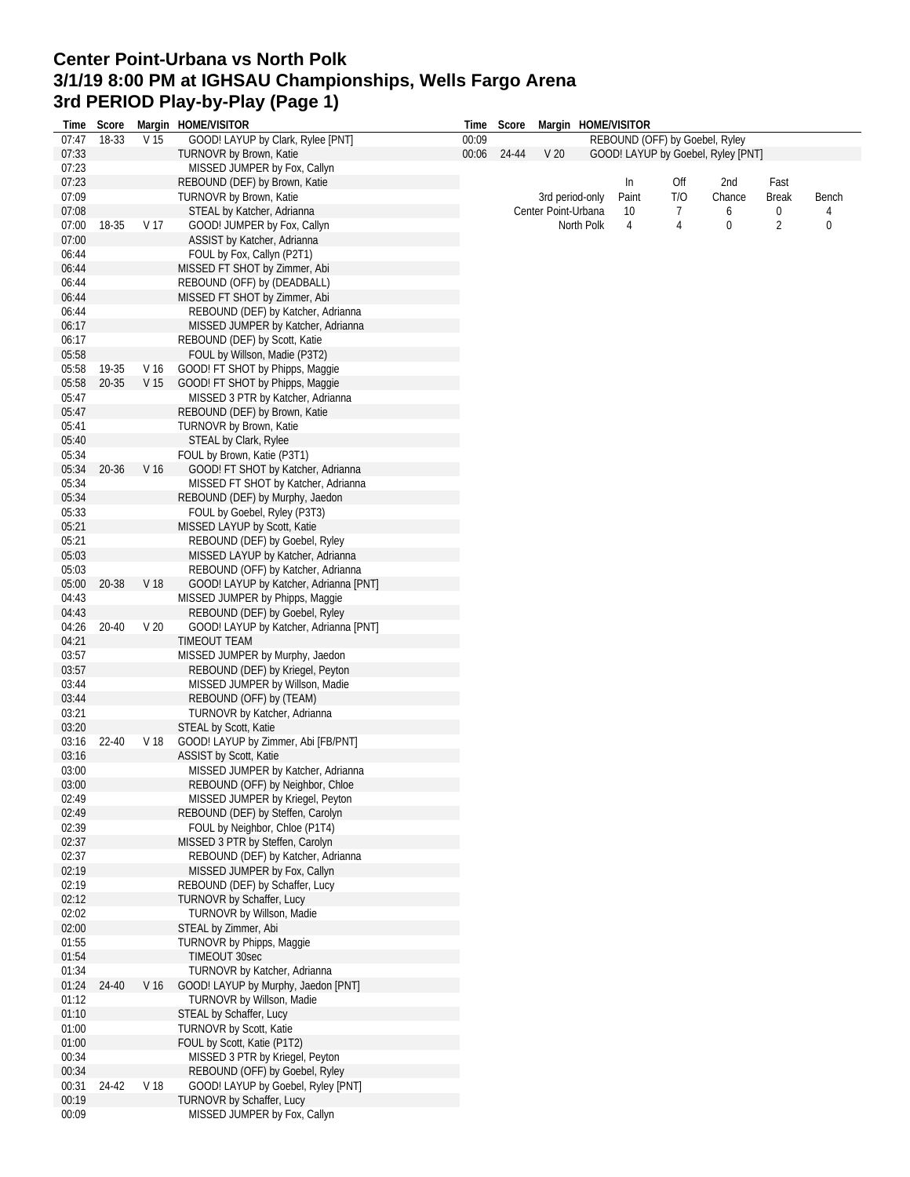# Center Point-Urbana vs North Polk
# 3/1/19 8:00 PM at IGHSAU Championships, Wells Fargo Arena
# 3rd PERIOD Play-by-Play (Page 1)

| Time | Score | Margin | HOME/VISITOR |
|---|---|---|---|
| 07:47 | 18-33 | V 15 | GOOD! LAYUP by Clark, Rylee [PNT] |
| 07:33 | | | TURNOVR by Brown, Katie |
| 07:23 | | | MISSED JUMPER by Fox, Callyn |
| 07:23 | | | REBOUND (DEF) by Brown, Katie |
| 07:09 | | | TURNOVR by Brown, Katie |
| 07:08 | | | STEAL by Katcher, Adrianna |
| 07:00 | 18-35 | V 17 | GOOD! JUMPER by Fox, Callyn |
| 07:00 | | | ASSIST by Katcher, Adrianna |
| 06:44 | | | FOUL by Fox, Callyn (P2T1) |
| 06:44 | | | MISSED FT SHOT by Zimmer, Abi |
| 06:44 | | | REBOUND (OFF) by (DEADBALL) |
| 06:44 | | | MISSED FT SHOT by Zimmer, Abi |
| 06:44 | | | REBOUND (DEF) by Katcher, Adrianna |
| 06:17 | | | MISSED JUMPER by Katcher, Adrianna |
| 06:17 | | | REBOUND (DEF) by Scott, Katie |
| 05:58 | | | FOUL by Willson, Madie (P3T2) |
| 05:58 | 19-35 | V 16 | GOOD! FT SHOT by Phipps, Maggie |
| 05:58 | 20-35 | V 15 | GOOD! FT SHOT by Phipps, Maggie |
| 05:47 | | | MISSED 3 PTR by Katcher, Adrianna |
| 05:47 | | | REBOUND (DEF) by Brown, Katie |
| 05:41 | | | TURNOVR by Brown, Katie |
| 05:40 | | | STEAL by Clark, Rylee |
| 05:34 | | | FOUL by Brown, Katie (P3T1) |
| 05:34 | 20-36 | V 16 | GOOD! FT SHOT by Katcher, Adrianna |
| 05:34 | | | MISSED FT SHOT by Katcher, Adrianna |
| 05:34 | | | REBOUND (DEF) by Murphy, Jaedon |
| 05:33 | | | FOUL by Goebel, Ryley (P3T3) |
| 05:21 | | | MISSED LAYUP by Scott, Katie |
| 05:21 | | | REBOUND (DEF) by Goebel, Ryley |
| 05:03 | | | MISSED LAYUP by Katcher, Adrianna |
| 05:03 | | | REBOUND (OFF) by Katcher, Adrianna |
| 05:00 | 20-38 | V 18 | GOOD! LAYUP by Katcher, Adrianna [PNT] |
| 04:43 | | | MISSED JUMPER by Phipps, Maggie |
| 04:43 | | | REBOUND (DEF) by Goebel, Ryley |
| 04:26 | 20-40 | V 20 | GOOD! LAYUP by Katcher, Adrianna [PNT] |
| 04:21 | | | TIMEOUT TEAM |
| 03:57 | | | MISSED JUMPER by Murphy, Jaedon |
| 03:57 | | | REBOUND (DEF) by Kriegel, Peyton |
| 03:44 | | | MISSED JUMPER by Willson, Madie |
| 03:44 | | | REBOUND (OFF) by (TEAM) |
| 03:21 | | | TURNOVR by Katcher, Adrianna |
| 03:20 | | | STEAL by Scott, Katie |
| 03:16 | 22-40 | V 18 | GOOD! LAYUP by Zimmer, Abi [FB/PNT] |
| 03:16 | | | ASSIST by Scott, Katie |
| 03:00 | | | MISSED JUMPER by Katcher, Adrianna |
| 03:00 | | | REBOUND (OFF) by Neighbor, Chloe |
| 02:49 | | | MISSED JUMPER by Kriegel, Peyton |
| 02:49 | | | REBOUND (DEF) by Steffen, Carolyn |
| 02:39 | | | FOUL by Neighbor, Chloe (P1T4) |
| 02:37 | | | MISSED 3 PTR by Steffen, Carolyn |
| 02:37 | | | REBOUND (DEF) by Katcher, Adrianna |
| 02:19 | | | MISSED JUMPER by Fox, Callyn |
| 02:19 | | | REBOUND (DEF) by Schaffer, Lucy |
| 02:12 | | | TURNOVR by Schaffer, Lucy |
| 02:02 | | | TURNOVR by Willson, Madie |
| 02:00 | | | STEAL by Zimmer, Abi |
| 01:55 | | | TURNOVR by Phipps, Maggie |
| 01:54 | | | TIMEOUT 30sec |
| 01:34 | | | TURNOVR by Katcher, Adrianna |
| 01:24 | 24-40 | V 16 | GOOD! LAYUP by Murphy, Jaedon [PNT] |
| 01:12 | | | TURNOVR by Willson, Madie |
| 01:10 | | | STEAL by Schaffer, Lucy |
| 01:00 | | | TURNOVR by Scott, Katie |
| 01:00 | | | FOUL by Scott, Katie (P1T2) |
| 00:34 | | | MISSED 3 PTR by Kriegel, Peyton |
| 00:34 | | | REBOUND (OFF) by Goebel, Ryley |
| 00:31 | 24-42 | V 18 | GOOD! LAYUP by Goebel, Ryley [PNT] |
| 00:19 | | | TURNOVR by Schaffer, Lucy |
| 00:09 | | | MISSED JUMPER by Fox, Callyn |
| 00:09 | | | REBOUND (OFF) by Goebel, Ryley |
| 00:06 | 24-44 | V 20 | GOOD! LAYUP by Goebel, Ryley [PNT] |

| 3rd period-only | In Paint | Off T/O | 2nd Chance | Fast Break | Bench |
|---|---|---|---|---|---|
| Center Point-Urbana | 10 | 7 | 6 | 0 | 4 |
| North Polk | 4 | 4 | 0 | 2 | 0 |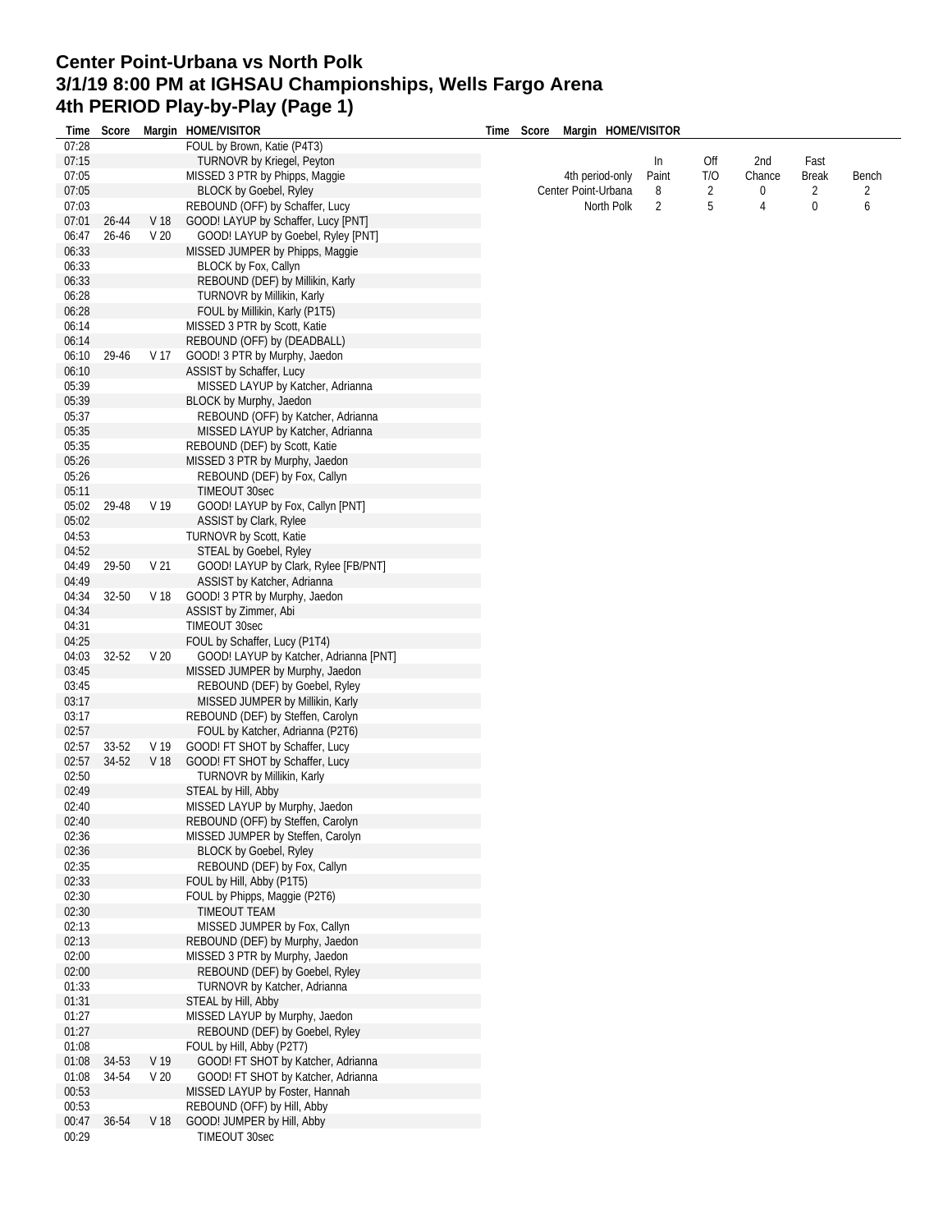# Center Point-Urbana vs North Polk
# 3/1/19 8:00 PM at IGHSAU Championships, Wells Fargo Arena
# 4th PERIOD Play-by-Play (Page 1)

| Time | Score | Margin | HOME/VISITOR |
| --- | --- | --- | --- |
| 07:28 | | | FOUL by Brown, Katie (P4T3) |
| 07:15 | | | TURNOVR by Kriegel, Peyton |
| 07:05 | | | MISSED 3 PTR by Phipps, Maggie |
| 07:05 | | | BLOCK by Goebel, Ryley |
| 07:03 | | | REBOUND (OFF) by Schaffer, Lucy |
| 07:01 | 26-44 | V 18 | GOOD! LAYUP by Schaffer, Lucy [PNT] |
| 06:47 | 26-46 | V 20 | GOOD! LAYUP by Goebel, Ryley [PNT] |
| 06:33 | | | MISSED JUMPER by Phipps, Maggie |
| 06:33 | | | BLOCK by Fox, Callyn |
| 06:33 | | | REBOUND (DEF) by Millikin, Karly |
| 06:28 | | | TURNOVR by Millikin, Karly |
| 06:28 | | | FOUL by Millikin, Karly (P1T5) |
| 06:14 | | | MISSED 3 PTR by Scott, Katie |
| 06:14 | | | REBOUND (OFF) by (DEADBALL) |
| 06:10 | 29-46 | V 17 | GOOD! 3 PTR by Murphy, Jaedon |
| 06:10 | | | ASSIST by Schaffer, Lucy |
| 05:39 | | | MISSED LAYUP by Katcher, Adrianna |
| 05:39 | | | BLOCK by Murphy, Jaedon |
| 05:37 | | | REBOUND (OFF) by Katcher, Adrianna |
| 05:35 | | | MISSED LAYUP by Katcher, Adrianna |
| 05:35 | | | REBOUND (DEF) by Scott, Katie |
| 05:26 | | | MISSED 3 PTR by Murphy, Jaedon |
| 05:26 | | | REBOUND (DEF) by Fox, Callyn |
| 05:11 | | | TIMEOUT 30sec |
| 05:02 | 29-48 | V 19 | GOOD! LAYUP by Fox, Callyn [PNT] |
| 05:02 | | | ASSIST by Clark, Rylee |
| 04:53 | | | TURNOVR by Scott, Katie |
| 04:52 | | | STEAL by Goebel, Ryley |
| 04:49 | 29-50 | V 21 | GOOD! LAYUP by Clark, Rylee [FB/PNT] |
| 04:49 | | | ASSIST by Katcher, Adrianna |
| 04:34 | 32-50 | V 18 | GOOD! 3 PTR by Murphy, Jaedon |
| 04:34 | | | ASSIST by Zimmer, Abi |
| 04:31 | | | TIMEOUT 30sec |
| 04:25 | | | FOUL by Schaffer, Lucy (P1T4) |
| 04:03 | 32-52 | V 20 | GOOD! LAYUP by Katcher, Adrianna [PNT] |
| 03:45 | | | MISSED JUMPER by Murphy, Jaedon |
| 03:45 | | | REBOUND (DEF) by Goebel, Ryley |
| 03:17 | | | MISSED JUMPER by Millikin, Karly |
| 03:17 | | | REBOUND (DEF) by Steffen, Carolyn |
| 02:57 | | | FOUL by Katcher, Adrianna (P2T6) |
| 02:57 | 33-52 | V 19 | GOOD! FT SHOT by Schaffer, Lucy |
| 02:57 | 34-52 | V 18 | GOOD! FT SHOT by Schaffer, Lucy |
| 02:50 | | | TURNOVR by Millikin, Karly |
| 02:49 | | | STEAL by Hill, Abby |
| 02:40 | | | MISSED LAYUP by Murphy, Jaedon |
| 02:40 | | | REBOUND (OFF) by Steffen, Carolyn |
| 02:36 | | | MISSED JUMPER by Steffen, Carolyn |
| 02:36 | | | BLOCK by Goebel, Ryley |
| 02:35 | | | REBOUND (DEF) by Fox, Callyn |
| 02:33 | | | FOUL by Hill, Abby (P1T5) |
| 02:30 | | | FOUL by Phipps, Maggie (P2T6) |
| 02:30 | | | TIMEOUT TEAM |
| 02:13 | | | MISSED JUMPER by Fox, Callyn |
| 02:13 | | | REBOUND (DEF) by Murphy, Jaedon |
| 02:00 | | | MISSED 3 PTR by Murphy, Jaedon |
| 02:00 | | | REBOUND (DEF) by Goebel, Ryley |
| 01:33 | | | TURNOVR by Katcher, Adrianna |
| 01:31 | | | STEAL by Hill, Abby |
| 01:27 | | | MISSED LAYUP by Murphy, Jaedon |
| 01:27 | | | REBOUND (DEF) by Goebel, Ryley |
| 01:08 | | | FOUL by Hill, Abby (P2T7) |
| 01:08 | 34-53 | V 19 | GOOD! FT SHOT by Katcher, Adrianna |
| 01:08 | 34-54 | V 20 | GOOD! FT SHOT by Katcher, Adrianna |
| 00:53 | | | MISSED LAYUP by Foster, Hannah |
| 00:53 | | | REBOUND (OFF) by Hill, Abby |
| 00:47 | 36-54 | V 18 | GOOD! JUMPER by Hill, Abby |
| 00:29 | | | TIMEOUT 30sec |

| 4th period-only | In Paint | Off T/O | 2nd Chance | Fast Break | Bench |
| --- | --- | --- | --- | --- | --- |
| Center Point-Urbana | 8 | 2 | 0 | 2 | 2 |
| North Polk | 2 | 5 | 4 | 0 | 6 |